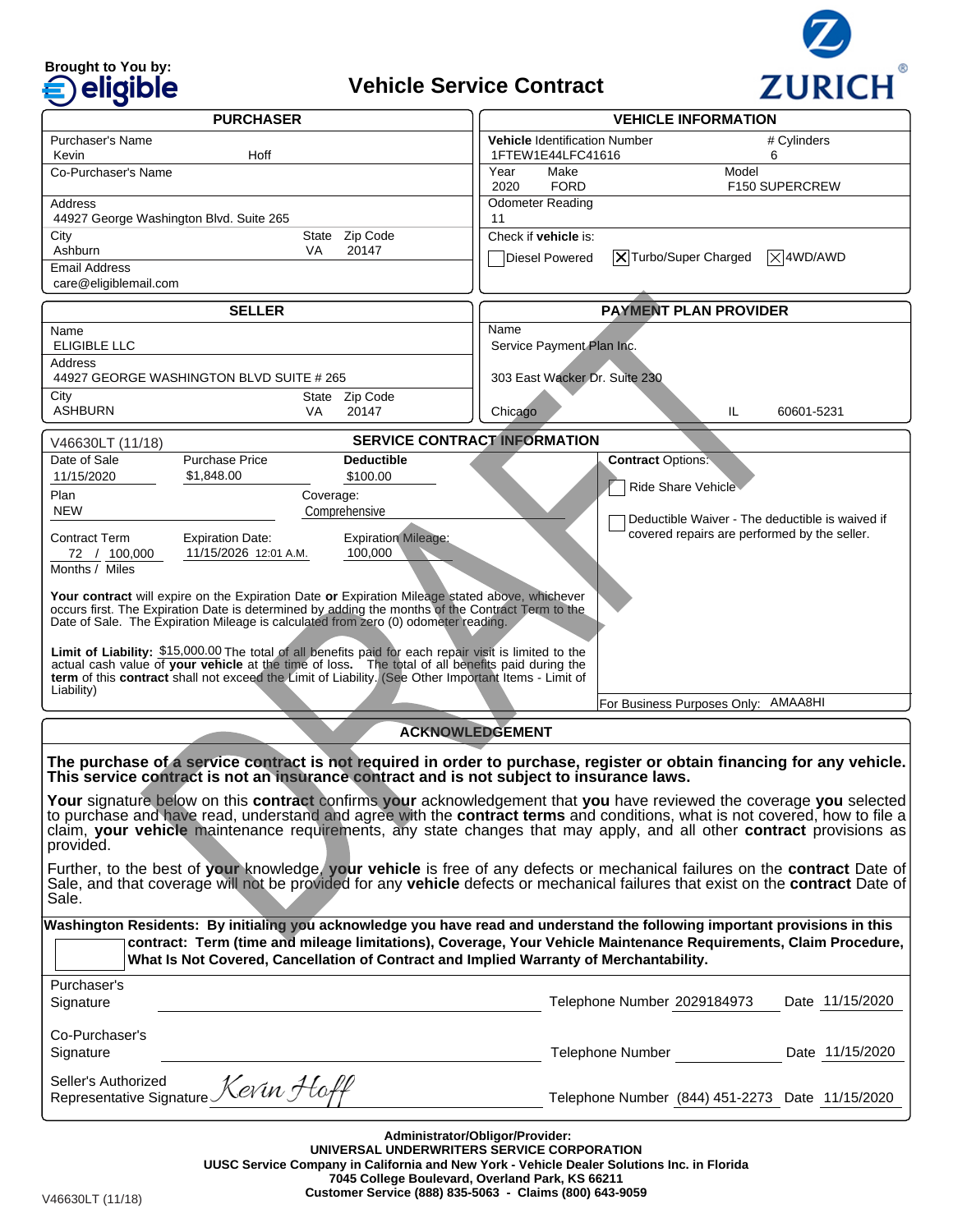Brought to You by: **eligible**

# Vehicle Service Contract

ZURICH

## PURCHASER

| Field | Value |
|---|---|
| Purchaser's Name | Kevin Hoff |
| Co-Purchaser's Name | |
| Address | 44927 George Washington Blvd. Suite 265 |
| City / State / Zip Code | Ashburn / VA / 20147 |
| Email Address | care@eligiblemail.com |

## VEHICLE INFORMATION

| Field | Value |
|---|---|
| Vehicle Identification Number | 1FTEW1E44LFC41616 |
| # Cylinders | 6 |
| Year | 2020 |
| Make | FORD |
| Model | F150 SUPERCREW |
| Odometer Reading | 11 |

Check if **vehicle** is:

- [ ] Diesel Powered
- [x] Turbo/Super Charged
- [x] 4WD/AWD

## SELLER

| Field | Value |
|---|---|
| Name | ELIGIBLE LLC |
| Address | 44927 GEORGE WASHINGTON BLVD SUITE # 265 |
| City / State / Zip Code | ASHBURN / VA / 20147 |

## PAYMENT PLAN PROVIDER

Name
Service Payment Plan Inc.
303 East Wacker Dr. Suite 230
Chicago IL 60601-5231

## SERVICE CONTRACT INFORMATION

V46630LT (11/18)

| Date of Sale | Purchase Price | Deductible |
|---|---|---|
| 11/15/2020 | $1,848.00 | $100.00 |

| Plan | Coverage: |
|---|---|
| NEW | Comprehensive |

| Contract Term (Months / Miles) | Expiration Date: | Expiration Mileage: |
|---|---|---|
| 72 / 100,000 | 11/15/2026 12:01 A.M. | 100,000 |

**Your contract** will expire on the Expiration Date **or** Expiration Mileage stated above, whichever occurs first. The Expiration Date is determined by adding the months of the Contract Term to the Date of Sale. The Expiration Mileage is calculated from zero (0) odometer reading.

**Limit of Liability:** $15,000.00 The total of all benefits paid for each repair visit is limited to the actual cash value of **your vehicle** at the time of loss. The total of all benefits paid during the **term** of this **contract** shall not exceed the Limit of Liability. (See Other Important Items - Limit of Liability)

**Contract** Options:

- [ ] Ride Share Vehicle
- [ ] Deductible Waiver - The deductible is waived if covered repairs are performed by the seller.

For Business Purposes Only: AMAA8HI

## ACKNOWLEDGEMENT

**The purchase of a service contract is not required in order to purchase, register or obtain financing for any vehicle. This service contract is not an insurance contract and is not subject to insurance laws.**

**Your** signature below on this **contract** confirms **your** acknowledgement that **you** have reviewed the coverage **you** selected to purchase and have read, understand and agree with the **contract terms** and conditions, what is not covered, how to file a claim, **your vehicle** maintenance requirements, any state changes that may apply, and all other **contract** provisions as provided.

Further, to the best of **your** knowledge, **your vehicle** is free of any defects or mechanical failures on the **contract** Date of Sale, and that coverage will not be provided for any **vehicle** defects or mechanical failures that exist on the **contract** Date of Sale.

**Washington Residents: By initialing you acknowledge you have read and understand the following important provisions in this contract: Term (time and mileage limitations), Coverage, Your Vehicle Maintenance Requirements, Claim Procedure, What Is Not Covered, Cancellation of Contract and Implied Warranty of Merchantability.**

| Signature | | Telephone Number | Date |
|---|---|---|---|
| Purchaser's Signature | | 2029184973 | 11/15/2020 |
| Co-Purchaser's Signature | | | 11/15/2020 |
| Seller's Authorized Representative Signature | Kevin Hoff | (844) 451-2273 | 11/15/2020 |

**Administrator/Obligor/Provider:**
**UNIVERSAL UNDERWRITERS SERVICE CORPORATION**
**UUSC Service Company in California and New York - Vehicle Dealer Solutions Inc. in Florida**
**7045 College Boulevard, Overland Park, KS 66211**
**Customer Service (888) 835-5063 - Claims (800) 643-9059**

V46630LT (11/18)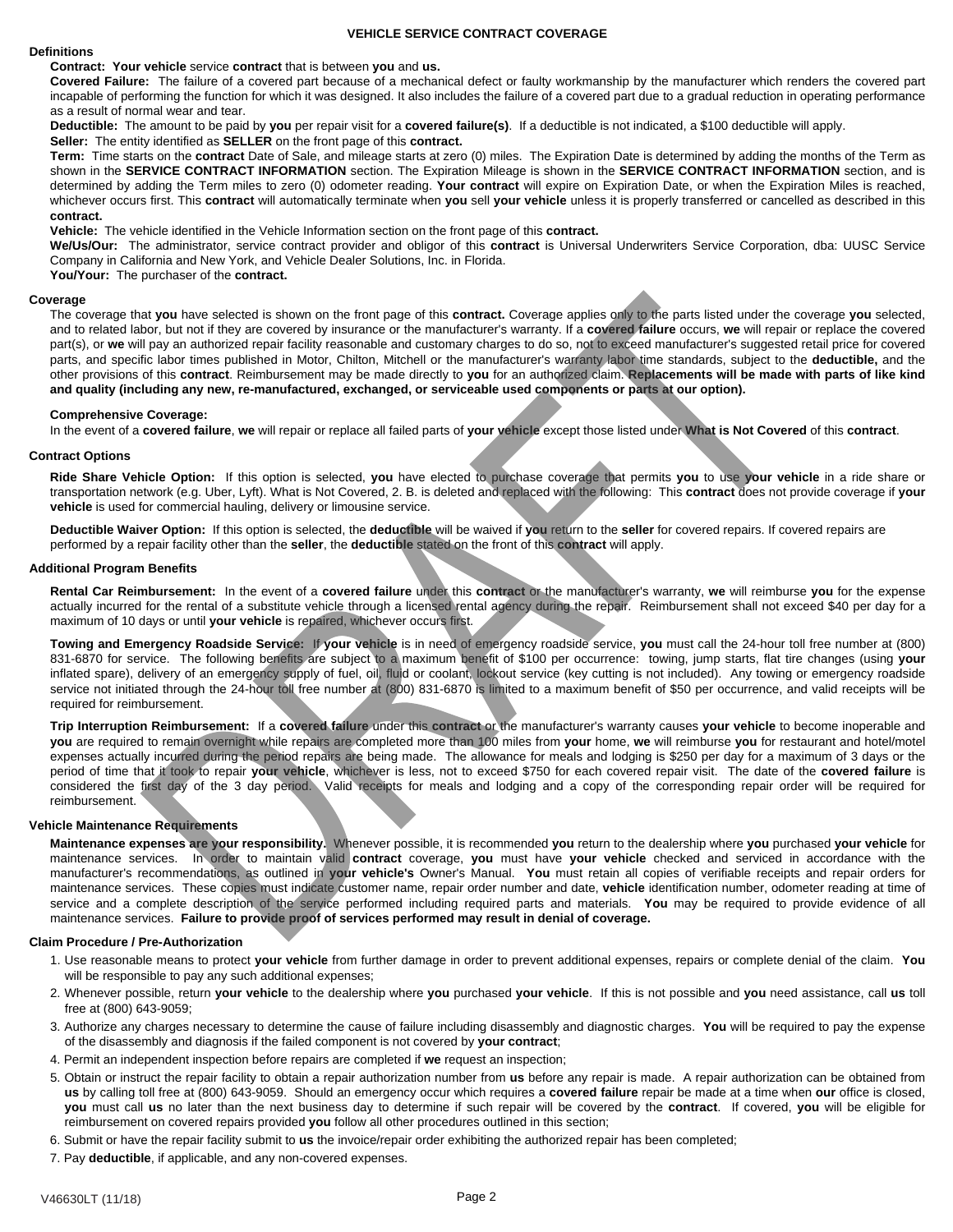# VEHICLE SERVICE CONTRACT COVERAGE

## Definitions

**Contract: Your vehicle** service **contract** that is between **you** and **us.**

**Covered Failure:** The failure of a covered part because of a mechanical defect or faulty workmanship by the manufacturer which renders the covered part incapable of performing the function for which it was designed. It also includes the failure of a covered part due to a gradual reduction in operating performance as a result of normal wear and tear.

**Deductible:** The amount to be paid by **you** per repair visit for a **covered failure(s)**. If a deductible is not indicated, a $100 deductible will apply.

**Seller:** The entity identified as **SELLER** on the front page of this **contract.**

**Term:** Time starts on the **contract** Date of Sale, and mileage starts at zero (0) miles. The Expiration Date is determined by adding the months of the Term as shown in the **SERVICE CONTRACT INFORMATION** section. The Expiration Mileage is shown in the **SERVICE CONTRACT INFORMATION** section, and is determined by adding the Term miles to zero (0) odometer reading. **Your contract** will expire on Expiration Date, or when the Expiration Miles is reached, whichever occurs first. This **contract** will automatically terminate when **you** sell **your vehicle** unless it is properly transferred or cancelled as described in this **contract.**

**Vehicle:** The vehicle identified in the Vehicle Information section on the front page of this **contract.**

**We/Us/Our:** The administrator, service contract provider and obligor of this **contract** is Universal Underwriters Service Corporation, dba: UUSC Service Company in California and New York, and Vehicle Dealer Solutions, Inc. in Florida.

**You/Your:** The purchaser of the **contract.**

## Coverage

The coverage that **you** have selected is shown on the front page of this **contract.** Coverage applies only to the parts listed under the coverage **you** selected, and to related labor, but not if they are covered by insurance or the manufacturer's warranty. If a **covered failure** occurs, **we** will repair or replace the covered part(s), or **we** will pay an authorized repair facility reasonable and customary charges to do so, not to exceed manufacturer's suggested retail price for covered parts, and specific labor times published in Motor, Chilton, Mitchell or the manufacturer's warranty labor time standards, subject to the **deductible,** and the other provisions of this **contract**. Reimbursement may be made directly to **you** for an authorized claim. **Replacements will be made with parts of like kind and quality (including any new, re-manufactured, exchanged, or serviceable used components or parts at our option).**

**Comprehensive Coverage:**

In the event of a **covered failure**, **we** will repair or replace all failed parts of **your vehicle** except those listed under **What is Not Covered** of this **contract**.

## Contract Options

**Ride Share Vehicle Option:** If this option is selected, **you** have elected to purchase coverage that permits **you** to use **your vehicle** in a ride share or transportation network (e.g. Uber, Lyft). What is Not Covered, 2. B. is deleted and replaced with the following: This **contract** does not provide coverage if **your vehicle** is used for commercial hauling, delivery or limousine service.

**Deductible Waiver Option:** If this option is selected, the **deductible** will be waived if **you** return to the **seller** for covered repairs. If covered repairs are performed by a repair facility other than the **seller**, the **deductible** stated on the front of this **contract** will apply.

## Additional Program Benefits

**Rental Car Reimbursement:** In the event of a **covered failure** under this **contract** or the manufacturer's warranty, **we** will reimburse **you** for the expense actually incurred for the rental of a substitute vehicle through a licensed rental agency during the repair. Reimbursement shall not exceed $40 per day for a maximum of 10 days or until **your vehicle** is repaired, whichever occurs first.

**Towing and Emergency Roadside Service:** If **your vehicle** is in need of emergency roadside service, **you** must call the 24-hour toll free number at (800) 831-6870 for service. The following benefits are subject to a maximum benefit of $100 per occurrence: towing, jump starts, flat tire changes (using **your** inflated spare), delivery of an emergency supply of fuel, oil, fluid or coolant, lockout service (key cutting is not included). Any towing or emergency roadside service not initiated through the 24-hour toll free number at (800) 831-6870 is limited to a maximum benefit of $50 per occurrence, and valid receipts will be required for reimbursement.

**Trip Interruption Reimbursement:** If a **covered failure** under this **contract** or the manufacturer's warranty causes **your vehicle** to become inoperable and **you** are required to remain overnight while repairs are completed more than 100 miles from **your** home, **we** will reimburse **you** for restaurant and hotel/motel expenses actually incurred during the period repairs are being made. The allowance for meals and lodging is $250 per day for a maximum of 3 days or the period of time that it took to repair **your vehicle**, whichever is less, not to exceed $750 for each covered repair visit. The date of the **covered failure** is considered the first day of the 3 day period. Valid receipts for meals and lodging and a copy of the corresponding repair order will be required for reimbursement.

## Vehicle Maintenance Requirements

**Maintenance expenses are your responsibility.** Whenever possible, it is recommended **you** return to the dealership where **you** purchased **your vehicle** for maintenance services. In order to maintain valid **contract** coverage, **you** must have **your vehicle** checked and serviced in accordance with the manufacturer's recommendations, as outlined in **your vehicle's** Owner's Manual. **You** must retain all copies of verifiable receipts and repair orders for maintenance services. These copies must indicate customer name, repair order number and date, **vehicle** identification number, odometer reading at time of service and a complete description of the service performed including required parts and materials. **You** may be required to provide evidence of all maintenance services. **Failure to provide proof of services performed may result in denial of coverage.**

## Claim Procedure / Pre-Authorization

1. Use reasonable means to protect **your vehicle** from further damage in order to prevent additional expenses, repairs or complete denial of the claim. **You** will be responsible to pay any such additional expenses;
2. Whenever possible, return **your vehicle** to the dealership where **you** purchased **your vehicle**. If this is not possible and **you** need assistance, call **us** toll free at (800) 643-9059;
3. Authorize any charges necessary to determine the cause of failure including disassembly and diagnostic charges. **You** will be required to pay the expense of the disassembly and diagnosis if the failed component is not covered by **your contract**;
4. Permit an independent inspection before repairs are completed if **we** request an inspection;
5. Obtain or instruct the repair facility to obtain a repair authorization number from **us** before any repair is made. A repair authorization can be obtained from **us** by calling toll free at (800) 643-9059. Should an emergency occur which requires a **covered failure** repair be made at a time when **our** office is closed, **you** must call **us** no later than the next business day to determine if such repair will be covered by the **contract**. If covered, **you** will be eligible for reimbursement on covered repairs provided **you** follow all other procedures outlined in this section;
6. Submit or have the repair facility submit to **us** the invoice/repair order exhibiting the authorized repair has been completed;
7. Pay **deductible**, if applicable, and any non-covered expenses.

V46630LT (11/18)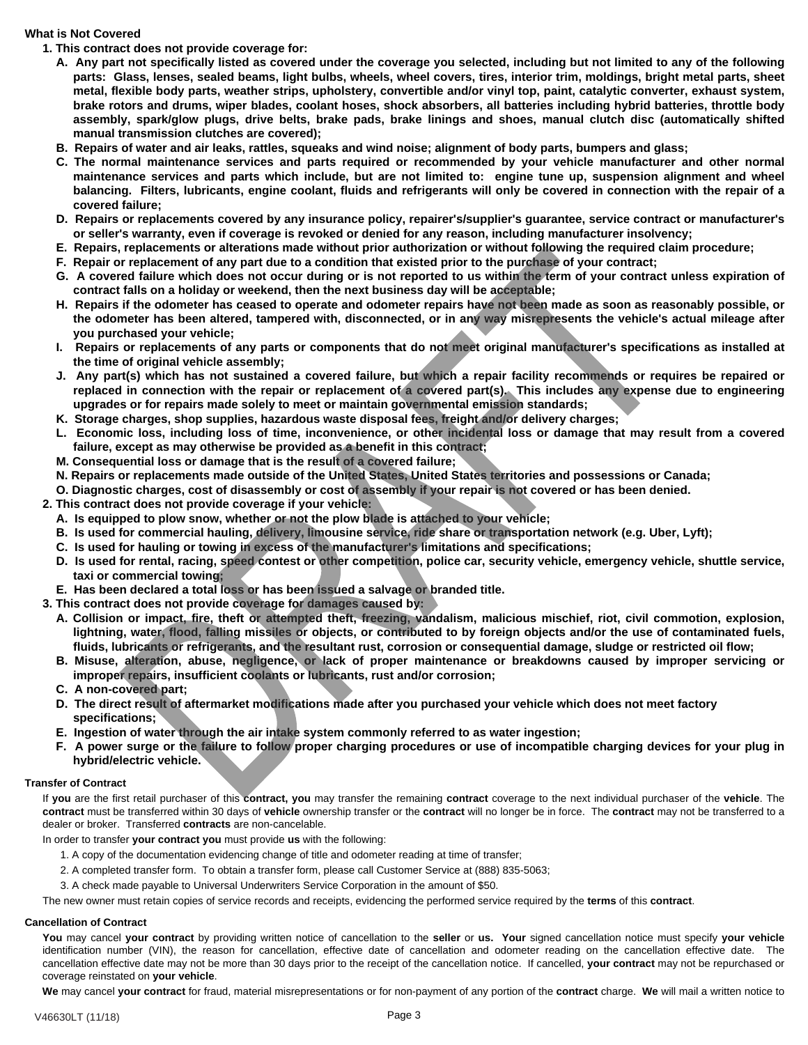**What is Not Covered**

1. **This contract does not provide coverage for:**
   - **A. Any part not specifically listed as covered under the coverage you selected, including but not limited to any of the following parts: Glass, lenses, sealed beams, light bulbs, wheels, wheel covers, tires, interior trim, moldings, bright metal parts, sheet metal, flexible body parts, weather strips, upholstery, convertible and/or vinyl top, paint, catalytic converter, exhaust system, brake rotors and drums, wiper blades, coolant hoses, shock absorbers, all batteries including hybrid batteries, throttle body assembly, spark/glow plugs, drive belts, brake pads, brake linings and shoes, manual clutch disc (automatically shifted manual transmission clutches are covered);**
   - **B. Repairs of water and air leaks, rattles, squeaks and wind noise; alignment of body parts, bumpers and glass;**
   - **C. The normal maintenance services and parts required or recommended by your vehicle manufacturer and other normal maintenance services and parts which include, but are not limited to: engine tune up, suspension alignment and wheel balancing. Filters, lubricants, engine coolant, fluids and refrigerants will only be covered in connection with the repair of a covered failure;**
   - **D. Repairs or replacements covered by any insurance policy, repairer's/supplier's guarantee, service contract or manufacturer's or seller's warranty, even if coverage is revoked or denied for any reason, including manufacturer insolvency;**
   - **E. Repairs, replacements or alterations made without prior authorization or without following the required claim procedure;**
   - **F. Repair or replacement of any part due to a condition that existed prior to the purchase of your contract;**
   - **G. A covered failure which does not occur during or is not reported to us within the term of your contract unless expiration of contract falls on a holiday or weekend, then the next business day will be acceptable;**
   - **H. Repairs if the odometer has ceased to operate and odometer repairs have not been made as soon as reasonably possible, or the odometer has been altered, tampered with, disconnected, or in any way misrepresents the vehicle's actual mileage after you purchased your vehicle;**
   - **I. Repairs or replacements of any parts or components that do not meet original manufacturer's specifications as installed at the time of original vehicle assembly;**
   - **J. Any part(s) which has not sustained a covered failure, but which a repair facility recommends or requires be repaired or replaced in connection with the repair or replacement of a covered part(s). This includes any expense due to engineering upgrades or for repairs made solely to meet or maintain governmental emission standards;**
   - **K. Storage charges, shop supplies, hazardous waste disposal fees, freight and/or delivery charges;**
   - **L. Economic loss, including loss of time, inconvenience, or other incidental loss or damage that may result from a covered failure, except as may otherwise be provided as a benefit in this contract;**
   - **M. Consequential loss or damage that is the result of a covered failure;**
   - **N. Repairs or replacements made outside of the United States, United States territories and possessions or Canada;**
   - **O. Diagnostic charges, cost of disassembly or cost of assembly if your repair is not covered or has been denied.**
2. **This contract does not provide coverage if your vehicle:**
   - **A. Is equipped to plow snow, whether or not the plow blade is attached to your vehicle;**
   - **B. Is used for commercial hauling, delivery, limousine service, ride share or transportation network (e.g. Uber, Lyft);**
   - **C. Is used for hauling or towing in excess of the manufacturer's limitations and specifications;**
   - **D. Is used for rental, racing, speed contest or other competition, police car, security vehicle, emergency vehicle, shuttle service, taxi or commercial towing;**
   - **E. Has been declared a total loss or has been issued a salvage or branded title.**
3. **This contract does not provide coverage for damages caused by:**
   - **A. Collision or impact, fire, theft or attempted theft, freezing, vandalism, malicious mischief, riot, civil commotion, explosion, lightning, water, flood, falling missiles or objects, or contributed to by foreign objects and/or the use of contaminated fuels, fluids, lubricants or refrigerants, and the resultant rust, corrosion or consequential damage, sludge or restricted oil flow;**
   - **B. Misuse, alteration, abuse, negligence, or lack of proper maintenance or breakdowns caused by improper servicing or improper repairs, insufficient coolants or lubricants, rust and/or corrosion;**
   - **C. A non-covered part;**
   - **D. The direct result of aftermarket modifications made after you purchased your vehicle which does not meet factory specifications;**
   - **E. Ingestion of water through the air intake system commonly referred to as water ingestion;**
   - **F. A power surge or the failure to follow proper charging procedures or use of incompatible charging devices for your plug in hybrid/electric vehicle.**

**Transfer of Contract**

If **you** are the first retail purchaser of this **contract, you** may transfer the remaining **contract** coverage to the next individual purchaser of the **vehicle**. The **contract** must be transferred within 30 days of **vehicle** ownership transfer or the **contract** will no longer be in force. The **contract** may not be transferred to a dealer or broker. Transferred **contracts** are non-cancelable.

In order to transfer **your contract you** must provide **us** with the following:

1. A copy of the documentation evidencing change of title and odometer reading at time of transfer;
2. A completed transfer form. To obtain a transfer form, please call Customer Service at (888) 835-5063;
3. A check made payable to Universal Underwriters Service Corporation in the amount of $50.

The new owner must retain copies of service records and receipts, evidencing the performed service required by the **terms** of this **contract**.

**Cancellation of Contract**

**You** may cancel **your contract** by providing written notice of cancellation to the **seller** or **us**. **Your** signed cancellation notice must specify **your vehicle** identification number (VIN), the reason for cancellation, effective date of cancellation and odometer reading on the cancellation effective date. The cancellation effective date may not be more than 30 days prior to the receipt of the cancellation notice. If cancelled, **your contract** may not be repurchased or coverage reinstated on **your vehicle**.

**We** may cancel **your contract** for fraud, material misrepresentations or for non-payment of any portion of the **contract** charge. **We** will mail a written notice to

V46630LT (11/18)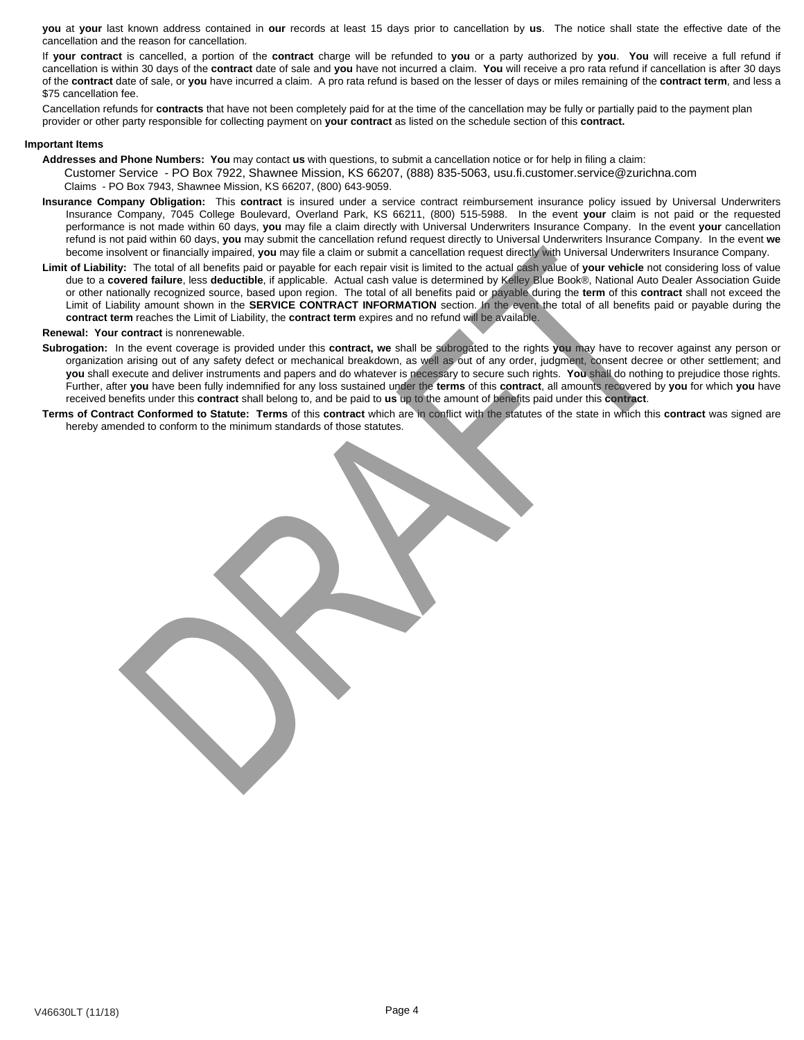**you** at **your** last known address contained in **our** records at least 15 days prior to cancellation by **us**. The notice shall state the effective date of the cancellation and the reason for cancellation.

If **your contract** is cancelled, a portion of the **contract** charge will be refunded to **you** or a party authorized by **you**. **You** will receive a full refund if cancellation is within 30 days of the **contract** date of sale and **you** have not incurred a claim. **You** will receive a pro rata refund if cancellation is after 30 days of the **contract** date of sale, or **you** have incurred a claim. A pro rata refund is based on the lesser of days or miles remaining of the **contract term**, and less a $75 cancellation fee.

Cancellation refunds for **contracts** that have not been completely paid for at the time of the cancellation may be fully or partially paid to the payment plan provider or other party responsible for collecting payment on **your contract** as listed on the schedule section of this **contract.**

**Important Items**

**Addresses and Phone Numbers:** **You** may contact **us** with questions, to submit a cancellation notice or for help in filing a claim:

Customer Service - PO Box 7922, Shawnee Mission, KS 66207, (888) 835-5063, usu.fi.customer.service@zurichna.com
Claims - PO Box 7943, Shawnee Mission, KS 66207, (800) 643-9059.

**Insurance Company Obligation:** This **contract** is insured under a service contract reimbursement insurance policy issued by Universal Underwriters Insurance Company, 7045 College Boulevard, Overland Park, KS 66211, (800) 515-5988. In the event **your** claim is not paid or the requested performance is not made within 60 days, **you** may file a claim directly with Universal Underwriters Insurance Company. In the event **your** cancellation refund is not paid within 60 days, **you** may submit the cancellation refund request directly to Universal Underwriters Insurance Company. In the event **we** become insolvent or financially impaired, **you** may file a claim or submit a cancellation request directly with Universal Underwriters Insurance Company.

**Limit of Liability:** The total of all benefits paid or payable for each repair visit is limited to the actual cash value of **your vehicle** not considering loss of value due to a **covered failure**, less **deductible**, if applicable. Actual cash value is determined by Kelley Blue Book®, National Auto Dealer Association Guide or other nationally recognized source, based upon region. The total of all benefits paid or payable during the **term** of this **contract** shall not exceed the Limit of Liability amount shown in the **SERVICE CONTRACT INFORMATION** section. In the event the total of all benefits paid or payable during the **contract term** reaches the Limit of Liability, the **contract term** expires and no refund will be available.

**Renewal:** **Your contract** is nonrenewable.

**Subrogation:** In the event coverage is provided under this **contract, we** shall be subrogated to the rights **you** may have to recover against any person or organization arising out of any safety defect or mechanical breakdown, as well as out of any order, judgment, consent decree or other settlement; and **you** shall execute and deliver instruments and papers and do whatever is necessary to secure such rights. **You** shall do nothing to prejudice those rights. Further, after **you** have been fully indemnified for any loss sustained under the **terms** of this **contract**, all amounts recovered by **you** for which **you** have received benefits under this **contract** shall belong to, and be paid to **us** up to the amount of benefits paid under this **contract**.

**Terms of Contract Conformed to Statute:** **Terms** of this **contract** which are in conflict with the statutes of the state in which this **contract** was signed are hereby amended to conform to the minimum standards of those statutes.

V46630LT (11/18)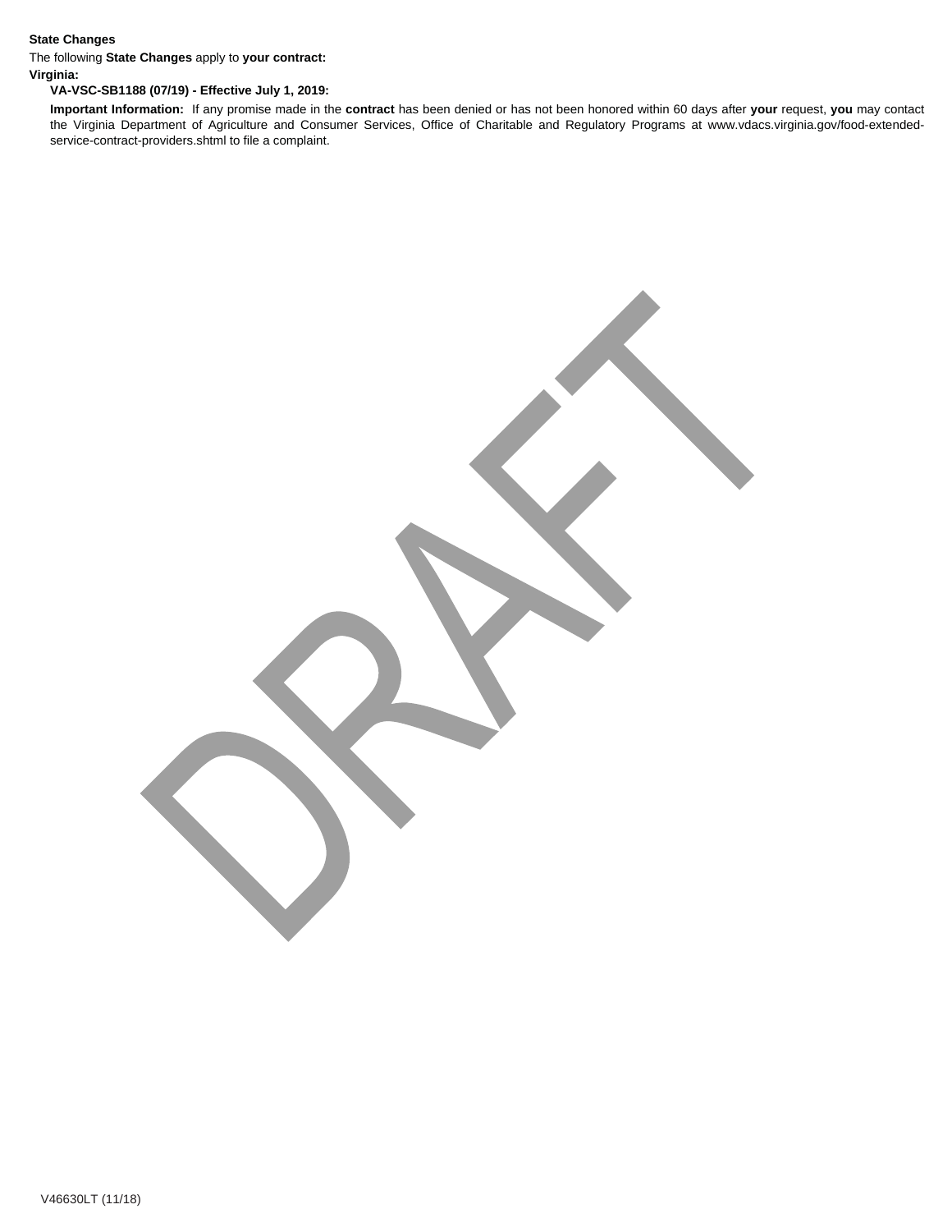**State Changes**

The following **State Changes** apply to **your contract:**

**Virginia:**

**VA-VSC-SB1188 (07/19) - Effective July 1, 2019:**

**Important Information:** If any promise made in the **contract** has been denied or has not been honored within 60 days after **your** request, **you** may contact the Virginia Department of Agriculture and Consumer Services, Office of Charitable and Regulatory Programs at www.vdacs.virginia.gov/food-extended-service-contract-providers.shtml to file a complaint.

DRAFT

V46630LT (11/18)